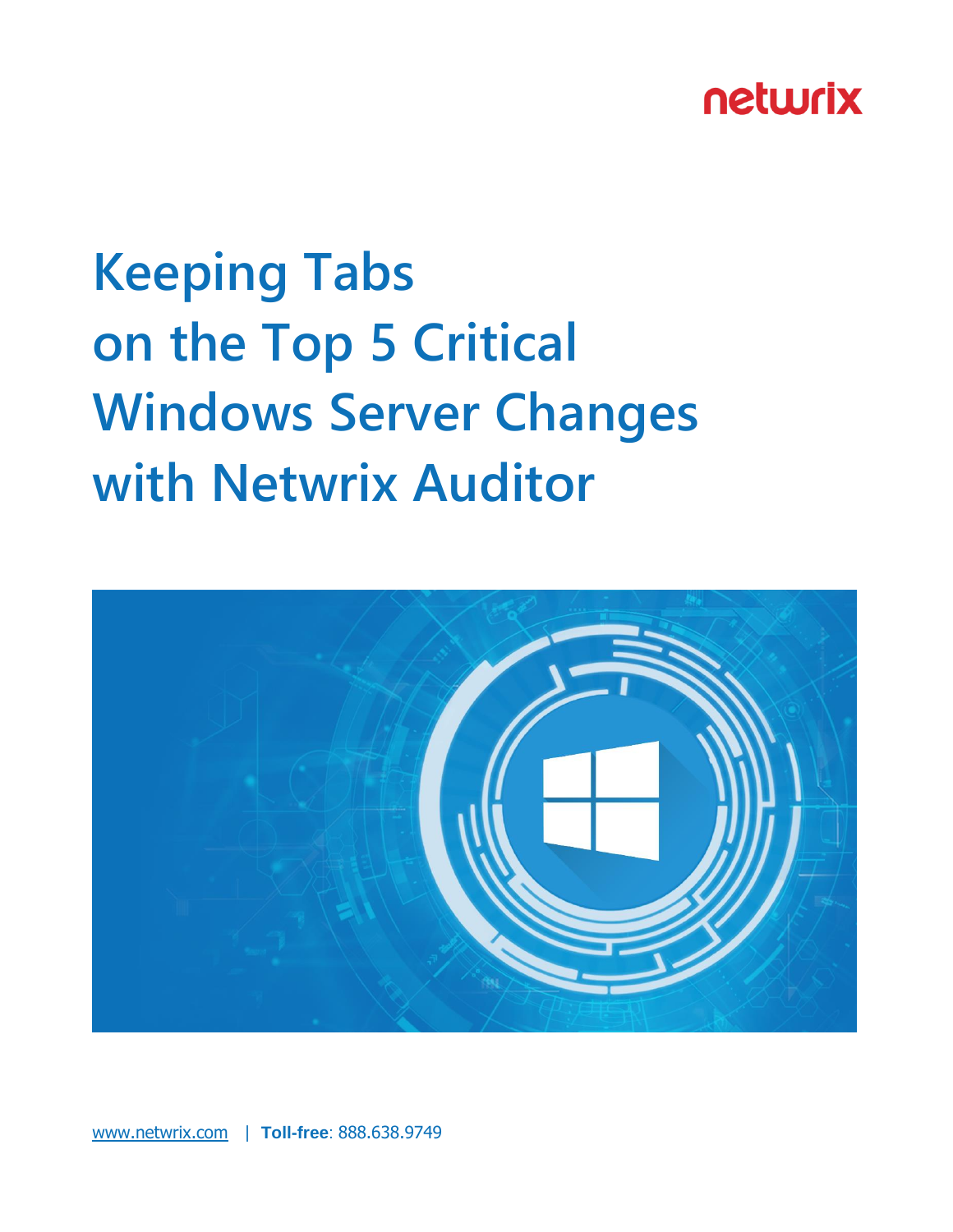netwrix

# Keeping Tabs on the Top 5 Critical Windows Server Changes with Netwrix Auditor

www.netwrix.com | **Toll-free**: 888.638.9749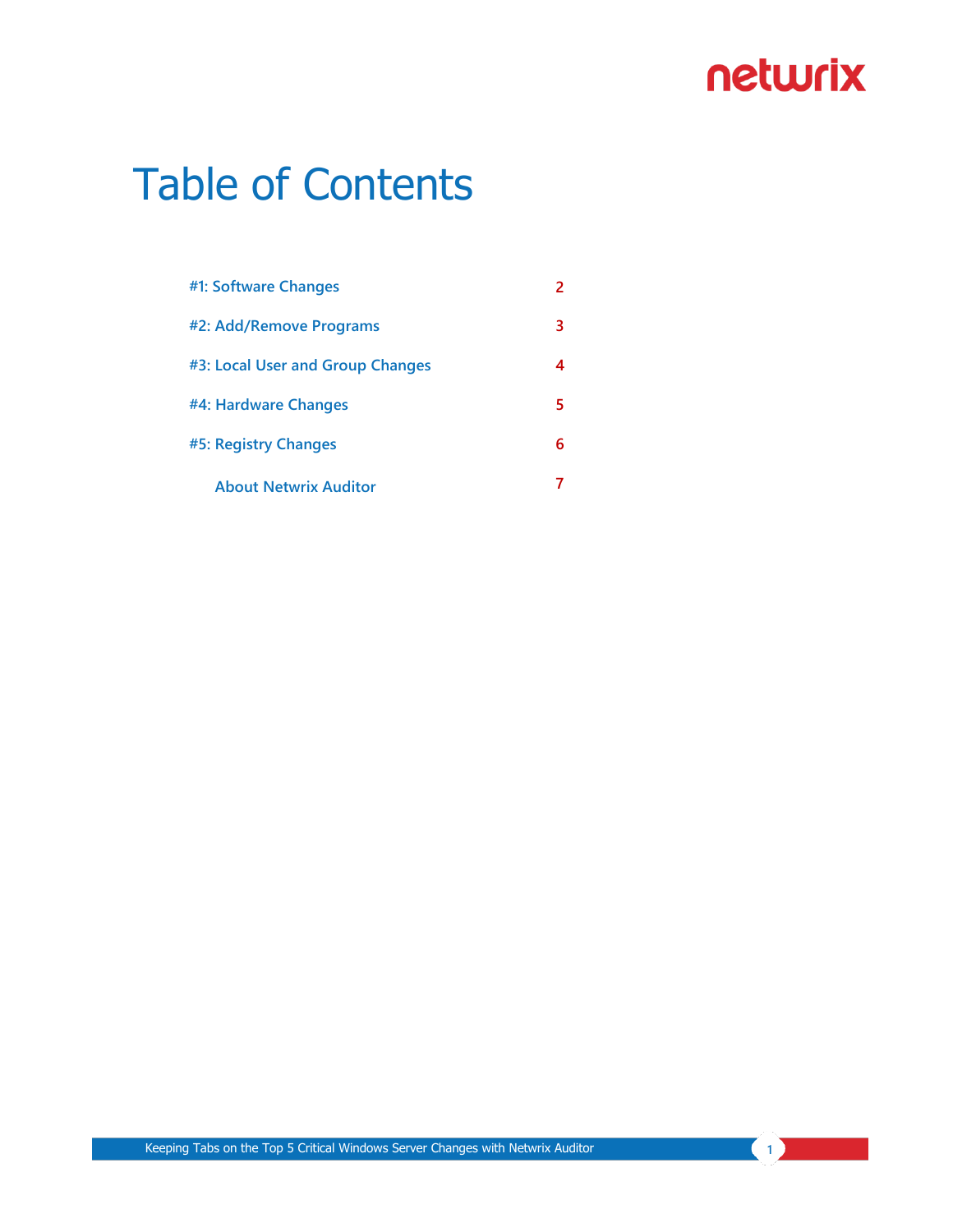# Table of Contents

| | |
|---|---|
| #1: Software Changes | 2 |
| #2: Add/Remove Programs | 3 |
| #3: Local User and Group Changes | 4 |
| #4: Hardware Changes | 5 |
| #5: Registry Changes | 6 |
| About Netwrix Auditor | 7 |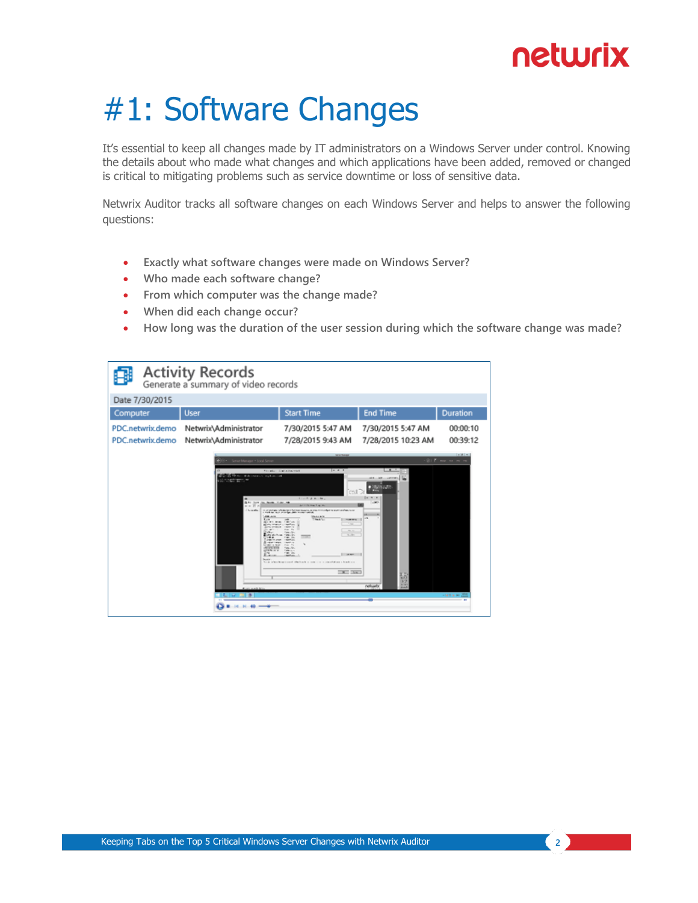# #1: Software Changes

It's essential to keep all changes made by IT administrators on a Windows Server under control. Knowing the details about who made what changes and which applications have been added, removed or changed is critical to mitigating problems such as service downtime or loss of sensitive data.

Netwrix Auditor tracks all software changes on each Windows Server and helps to answer the following questions:

- **Exactly what software changes were made on Windows Server?**
- **Who made each software change?**
- **From which computer was the change made?**
- **When did each change occur?**
- **How long was the duration of the user session during which the software change was made?**

**Activity Records**
Generate a summary of video records

Date 7/30/2015

| Computer | User | Start Time | End Time | Duration |
| --- | --- | --- | --- | --- |
| PDC.netwrix.demo | Netwrix\Administrator | 7/30/2015 5:47 AM | 7/30/2015 5:47 AM | 00:00:10 |
| PDC.netwrix.demo | Netwrix\Administrator | 7/28/2015 9:43 AM | 7/28/2015 10:23 AM | 00:39:12 |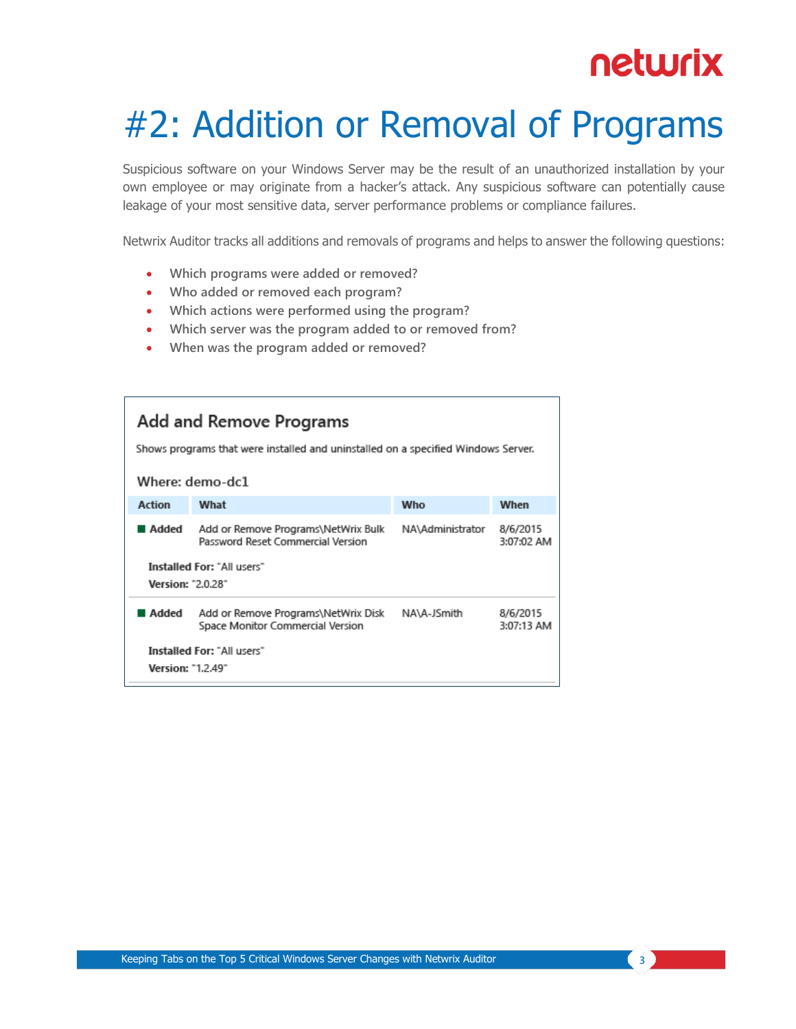# #2: Addition or Removal of Programs

Suspicious software on your Windows Server may be the result of an unauthorized installation by your own employee or may originate from a hacker's attack. Any suspicious software can potentially cause leakage of your most sensitive data, server performance problems or compliance failures.

Netwrix Auditor tracks all additions and removals of programs and helps to answer the following questions:

- Which programs were added or removed?
- Who added or removed each program?
- Which actions were performed using the program?
- Which server was the program added to or removed from?
- When was the program added or removed?

## Add and Remove Programs

Shows programs that were installed and uninstalled on a specified Windows Server.

### Where: demo-dc1

| Action | What | Who | When |
|---|---|---|---|
| Added | Add or Remove Programs\NetWrix Bulk Password Reset Commercial Version | NA\Administrator | 8/6/2015 3:07:02 AM |
| **Installed For:** "All users"<br>**Version:** "2.0.28" | | | |
| Added | Add or Remove Programs\NetWrix Disk Space Monitor Commercial Version | NA\A-JSmith | 8/6/2015 3:07:13 AM |
| **Installed For:** "All users"<br>**Version:** "1.2.49" | | | |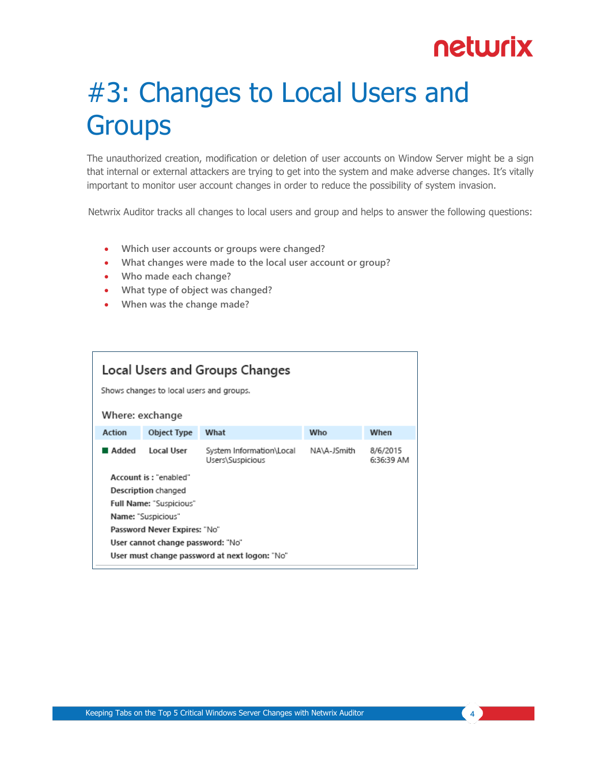# #3: Changes to Local Users and Groups

The unauthorized creation, modification or deletion of user accounts on Window Server might be a sign that internal or external attackers are trying to get into the system and make adverse changes. It's vitally important to monitor user account changes in order to reduce the possibility of system invasion.

Netwrix Auditor tracks all changes to local users and group and helps to answer the following questions:

- **Which user accounts or groups were changed?**
- **What changes were made to the local user account or group?**
- **Who made each change?**
- **What type of object was changed?**
- **When was the change made?**

## Local Users and Groups Changes

Shows changes to local users and groups.

Where: exchange

| Action | Object Type | What | Who | When |
|---|---|---|---|---|
| Added | Local User | System Information\Local Users\Suspicious | NA\A-JSmith | 8/6/2015 6:36:39 AM |

**Account is :** "enabled"
**Description** changed
**Full Name:** "Suspicious"
**Name:** "Suspicious"
**Password Never Expires:** "No"
**User cannot change password:** "No"
**User must change password at next logon:** "No"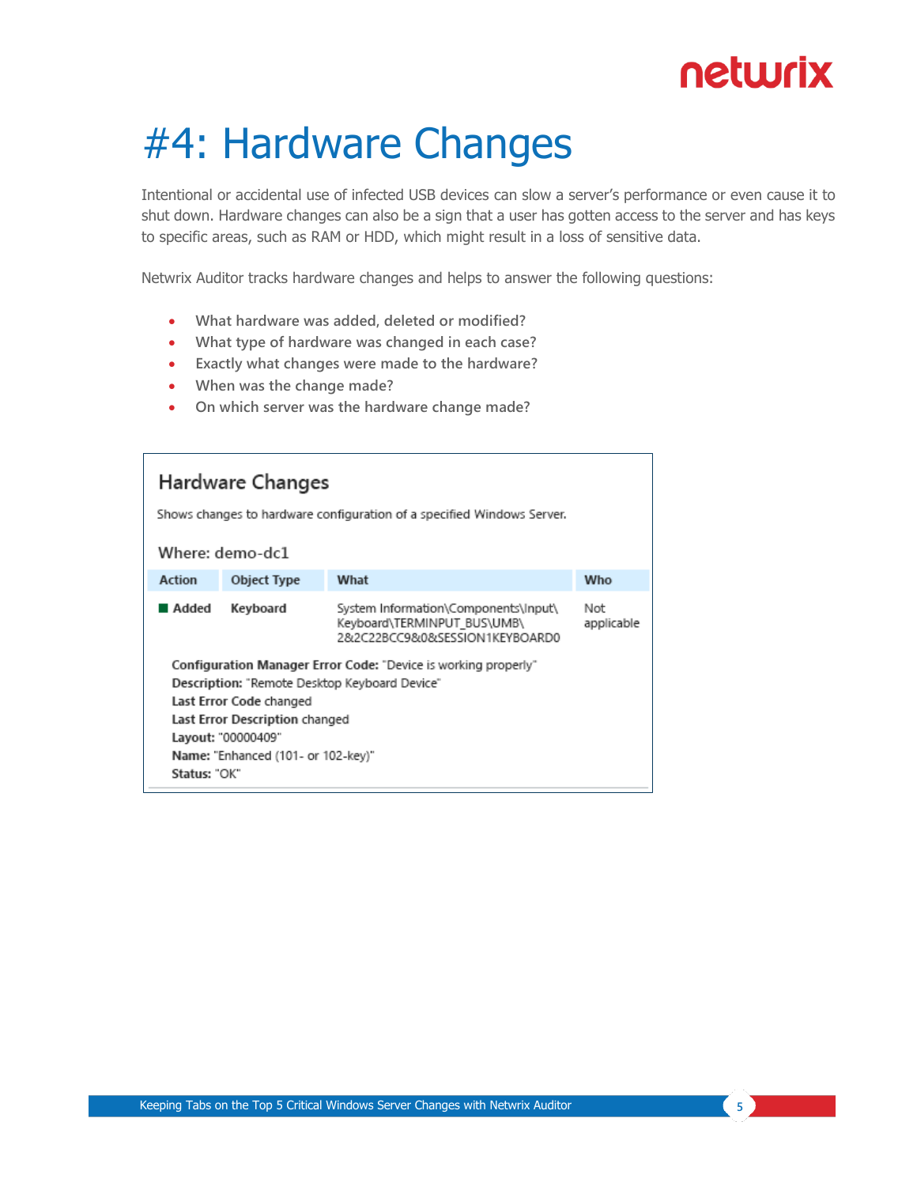# #4: Hardware Changes

Intentional or accidental use of infected USB devices can slow a server's performance or even cause it to shut down. Hardware changes can also be a sign that a user has gotten access to the server and has keys to specific areas, such as RAM or HDD, which might result in a loss of sensitive data.

Netwrix Auditor tracks hardware changes and helps to answer the following questions:

- **What hardware was added, deleted or modified?**
- **What type of hardware was changed in each case?**
- **Exactly what changes were made to the hardware?**
- **When was the change made?**
- **On which server was the hardware change made?**

## Hardware Changes

Shows changes to hardware configuration of a specified Windows Server.

Where: demo-dc1

| Action | Object Type | What | Who |
|---|---|---|---|
| Added | Keyboard | System Information\Components\Input\Keyboard\TERMINPUT_BUS\UMB\2&2C22BCC9&0&SESSION1KEYBOARD0 | Not applicable |

**Configuration Manager Error Code:** "Device is working properly"
**Description:** "Remote Desktop Keyboard Device"
**Last Error Code** changed
**Last Error Description** changed
**Layout:** "00000409"
**Name:** "Enhanced (101- or 102-key)"
**Status:** "OK"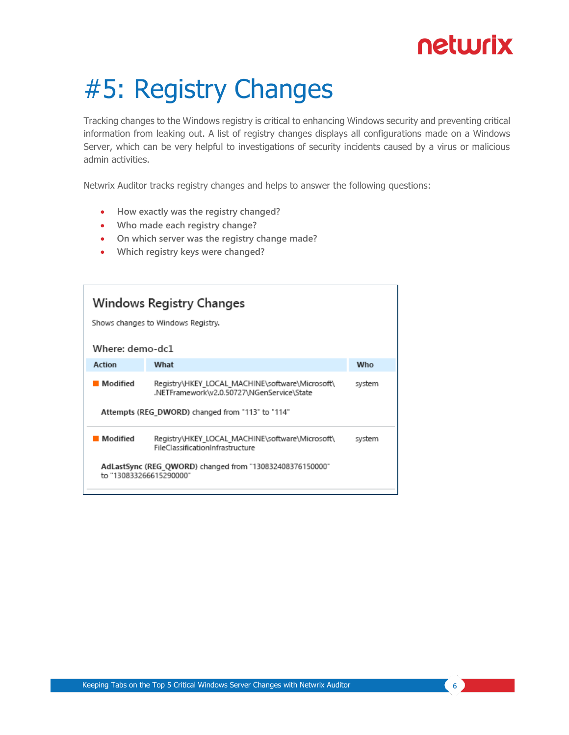# #5: Registry Changes

Tracking changes to the Windows registry is critical to enhancing Windows security and preventing critical information from leaking out. A list of registry changes displays all configurations made on a Windows Server, which can be very helpful to investigations of security incidents caused by a virus or malicious admin activities.

Netwrix Auditor tracks registry changes and helps to answer the following questions:

- How exactly was the registry changed?
- Who made each registry change?
- On which server was the registry change made?
- Which registry keys were changed?

## Windows Registry Changes

Shows changes to Windows Registry.

**Where: demo-dc1**

| Action | What | Who |
| --- | --- | --- |
| **Modified** | Registry\HKEY_LOCAL_MACHINE\software\Microsoft\.NETFramework\v2.0.50727\NGenService\State | system |
| | **Attempts (REG_DWORD)** changed from "113" to "114" | |
| **Modified** | Registry\HKEY_LOCAL_MACHINE\software\Microsoft\FileClassificationInfrastructure | system |
| | **AdLastSync (REG_QWORD)** changed from "130832408376150000" to "130833266615290000" | |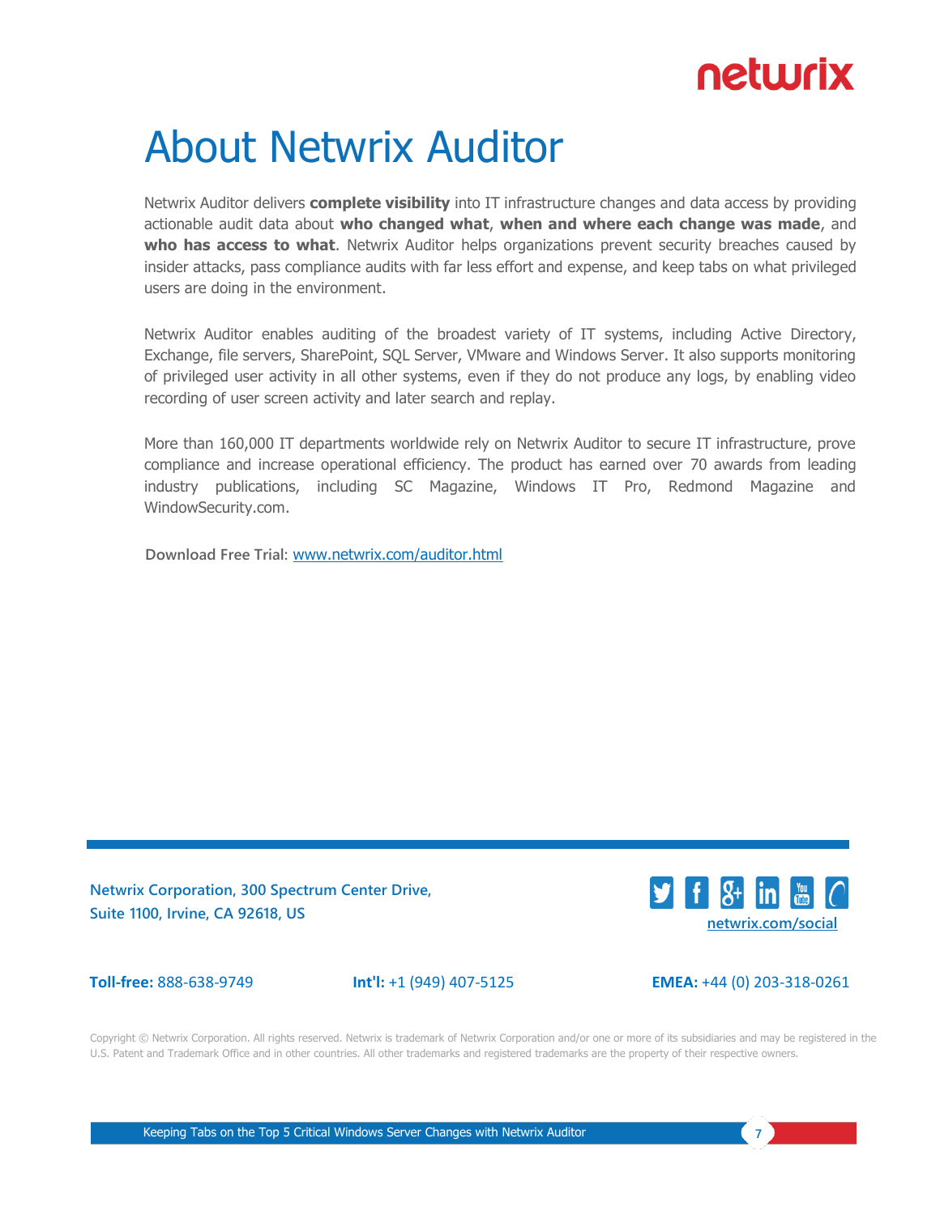# About Netwrix Auditor

Netwrix Auditor delivers **complete visibility** into IT infrastructure changes and data access by providing actionable audit data about **who changed what**, **when and where each change was made**, and **who has access to what**. Netwrix Auditor helps organizations prevent security breaches caused by insider attacks, pass compliance audits with far less effort and expense, and keep tabs on what privileged users are doing in the environment.

Netwrix Auditor enables auditing of the broadest variety of IT systems, including Active Directory, Exchange, file servers, SharePoint, SQL Server, VMware and Windows Server. It also supports monitoring of privileged user activity in all other systems, even if they do not produce any logs, by enabling video recording of user screen activity and later search and replay.

More than 160,000 IT departments worldwide rely on Netwrix Auditor to secure IT infrastructure, prove compliance and increase operational efficiency. The product has earned over 70 awards from leading industry publications, including SC Magazine, Windows IT Pro, Redmond Magazine and WindowSecurity.com.

**Download Free Trial**: [www.netwrix.com/auditor.html](www.netwrix.com/auditor.html)

**Netwrix Corporation, 300 Spectrum Center Drive, Suite 1100, Irvine, CA 92618, US**

[netwrix.com/social](netwrix.com/social)

**Toll-free:** 888-638-9749 **Int'l:** +1 (949) 407-5125 **EMEA:** +44 (0) 203-318-0261

Copyright © Netwrix Corporation. All rights reserved. Netwrix is trademark of Netwrix Corporation and/or one or more of its subsidiaries and may be registered in the U.S. Patent and Trademark Office and in other countries. All other trademarks and registered trademarks are the property of their respective owners.